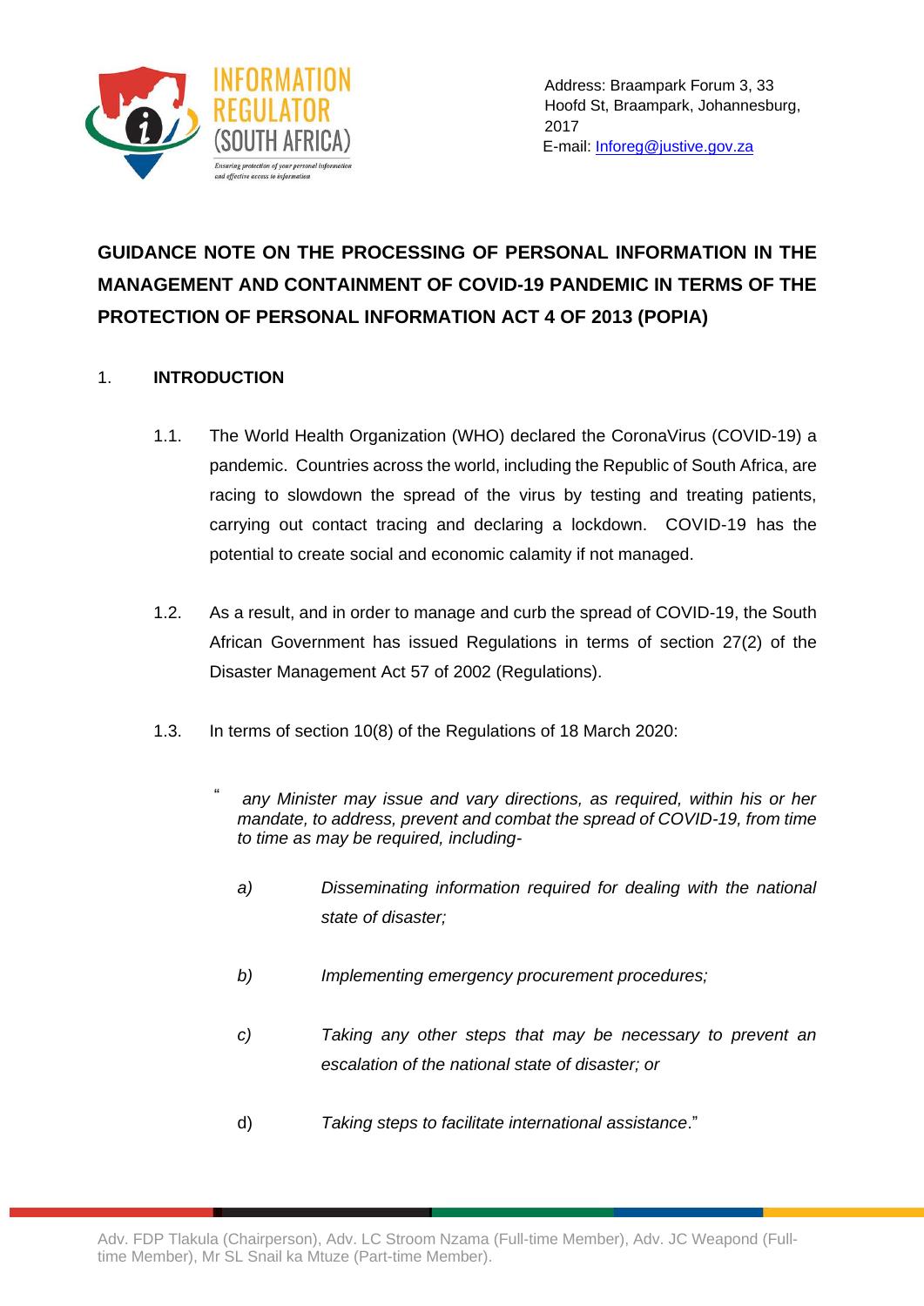INFORMATION REGULATOR (SOUTH AFRICA)

*Ensuring protection of your personal information and effective access to information*

Address: Braampark Forum 3, 33 Hoofd St, Braampark, Johannesburg, 2017
E-mail: [Inforeg@justive.gov.za](mailto:Inforeg@justive.gov.za)

# GUIDANCE NOTE ON THE PROCESSING OF PERSONAL INFORMATION IN THE MANAGEMENT AND CONTAINMENT OF COVID-19 PANDEMIC IN TERMS OF THE PROTECTION OF PERSONAL INFORMATION ACT 4 OF 2013 (POPIA)

## 1. INTRODUCTION

1.1. The World Health Organization (WHO) declared the CoronaVirus (COVID-19) a pandemic. Countries across the world, including the Republic of South Africa, are racing to slowdown the spread of the virus by testing and treating patients, carrying out contact tracing and declaring a lockdown. COVID-19 has the potential to create social and economic calamity if not managed.

1.2. As a result, and in order to manage and curb the spread of COVID-19, the South African Government has issued Regulations in terms of section 27(2) of the Disaster Management Act 57 of 2002 (Regulations).

1.3. In terms of section 10(8) of the Regulations of 18 March 2020:

> " *any Minister may issue and vary directions, as required, within his or her mandate, to address, prevent and combat the spread of COVID-19, from time to time as may be required, including-*
>
> a) *Disseminating information required for dealing with the national state of disaster;*
>
> b) *Implementing emergency procurement procedures;*
>
> c) *Taking any other steps that may be necessary to prevent an escalation of the national state of disaster; or*
>
> d) *Taking steps to facilitate international assistance*."

Adv. FDP Tlakula (Chairperson), Adv. LC Stroom Nzama (Full-time Member), Adv. JC Weapond (Full-time Member), Mr SL Snail ka Mtuze (Part-time Member).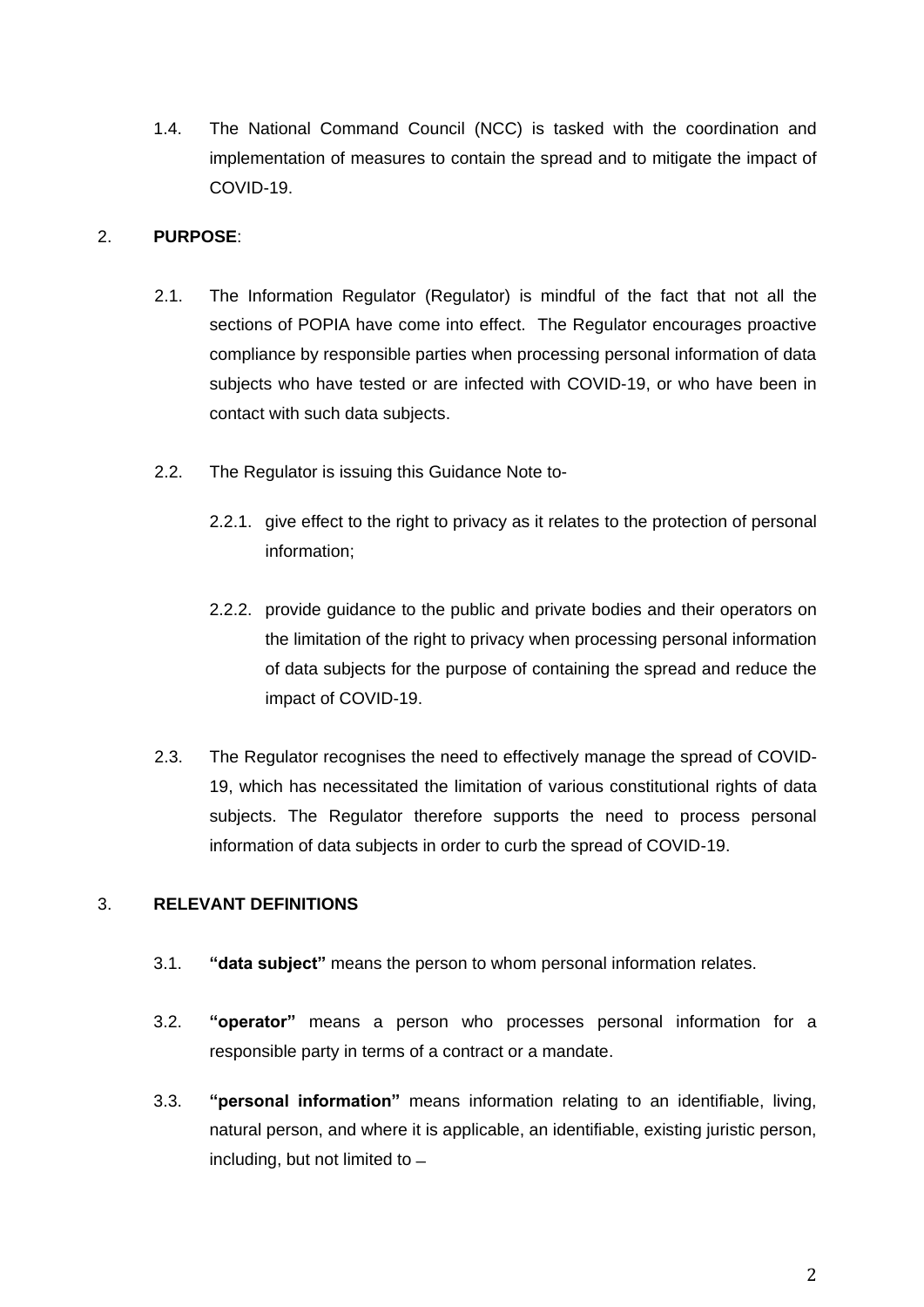1.4. The National Command Council (NCC) is tasked with the coordination and implementation of measures to contain the spread and to mitigate the impact of COVID-19.

2. **PURPOSE**:

2.1. The Information Regulator (Regulator) is mindful of the fact that not all the sections of POPIA have come into effect. The Regulator encourages proactive compliance by responsible parties when processing personal information of data subjects who have tested or are infected with COVID-19, or who have been in contact with such data subjects.

2.2. The Regulator is issuing this Guidance Note to-

2.2.1. give effect to the right to privacy as it relates to the protection of personal information;

2.2.2. provide guidance to the public and private bodies and their operators on the limitation of the right to privacy when processing personal information of data subjects for the purpose of containing the spread and reduce the impact of COVID-19.

2.3. The Regulator recognises the need to effectively manage the spread of COVID-19, which has necessitated the limitation of various constitutional rights of data subjects. The Regulator therefore supports the need to process personal information of data subjects in order to curb the spread of COVID-19.

3. **RELEVANT DEFINITIONS**

3.1. **"data subject"** means the person to whom personal information relates.

3.2. **"operator"** means a person who processes personal information for a responsible party in terms of a contract or a mandate.

3.3. **"personal information"** means information relating to an identifiable, living, natural person, and where it is applicable, an identifiable, existing juristic person, including, but not limited to –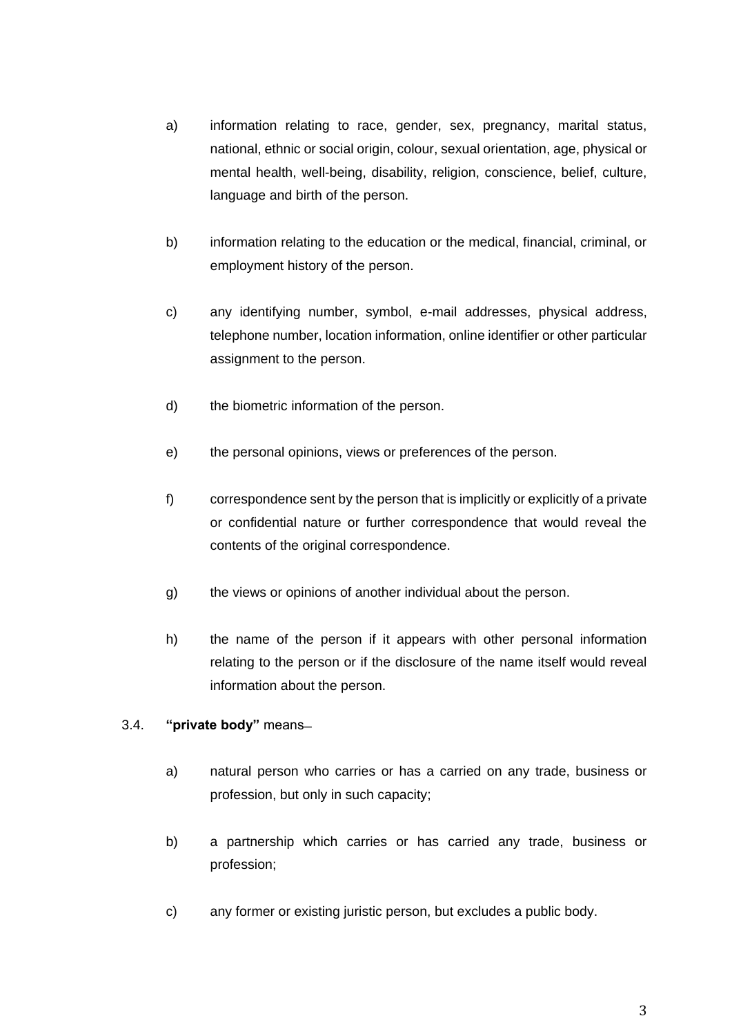a) information relating to race, gender, sex, pregnancy, marital status, national, ethnic or social origin, colour, sexual orientation, age, physical or mental health, well-being, disability, religion, conscience, belief, culture, language and birth of the person.

b) information relating to the education or the medical, financial, criminal, or employment history of the person.

c) any identifying number, symbol, e-mail addresses, physical address, telephone number, location information, online identifier or other particular assignment to the person.

d) the biometric information of the person.

e) the personal opinions, views or preferences of the person.

f) correspondence sent by the person that is implicitly or explicitly of a private or confidential nature or further correspondence that would reveal the contents of the original correspondence.

g) the views or opinions of another individual about the person.

h) the name of the person if it appears with other personal information relating to the person or if the disclosure of the name itself would reveal information about the person.

3.4. **"private body"** means–

a) natural person who carries or has a carried on any trade, business or profession, but only in such capacity;

b) a partnership which carries or has carried any trade, business or profession;

c) any former or existing juristic person, but excludes a public body.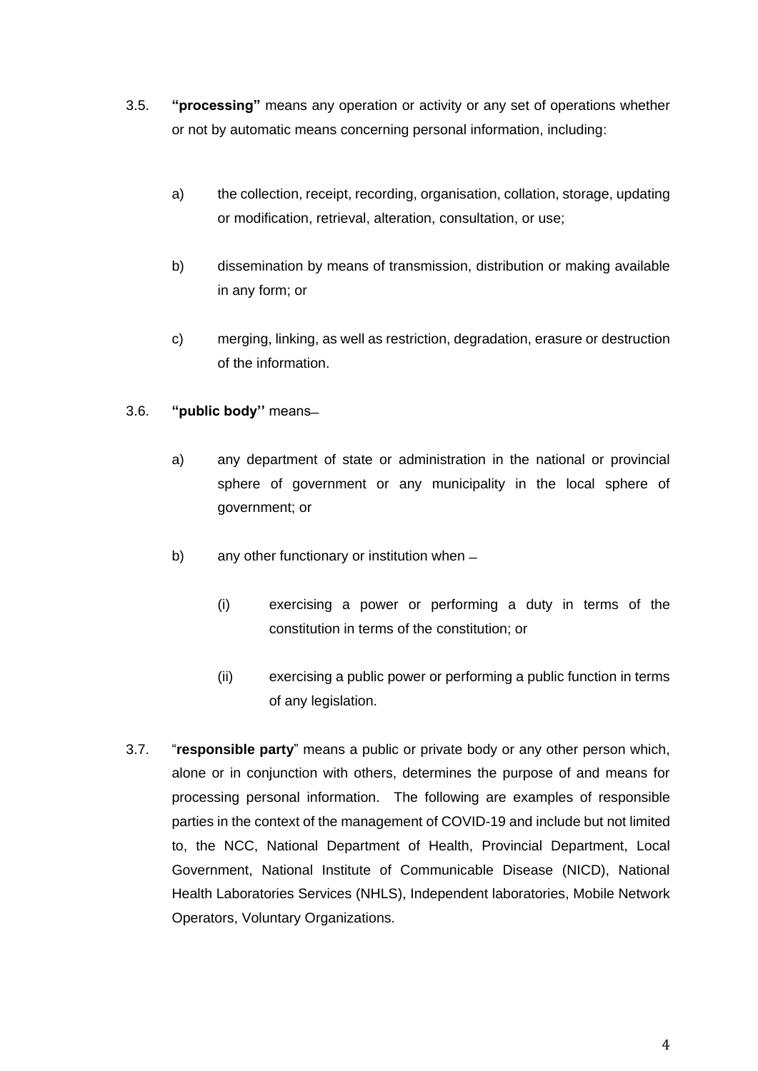3.5. **"processing"** means any operation or activity or any set of operations whether or not by automatic means concerning personal information, including:

a) the collection, receipt, recording, organisation, collation, storage, updating or modification, retrieval, alteration, consultation, or use;

b) dissemination by means of transmission, distribution or making available in any form; or

c) merging, linking, as well as restriction, degradation, erasure or destruction of the information.

3.6. **"public body''** means—

a) any department of state or administration in the national or provincial sphere of government or any municipality in the local sphere of government; or

b) any other functionary or institution when –

(i) exercising a power or performing a duty in terms of the constitution in terms of the constitution; or

(ii) exercising a public power or performing a public function in terms of any legislation.

3.7. "**responsible party**" means a public or private body or any other person which, alone or in conjunction with others, determines the purpose of and means for processing personal information. The following are examples of responsible parties in the context of the management of COVID-19 and include but not limited to, the NCC, National Department of Health, Provincial Department, Local Government, National Institute of Communicable Disease (NICD), National Health Laboratories Services (NHLS), Independent laboratories, Mobile Network Operators, Voluntary Organizations.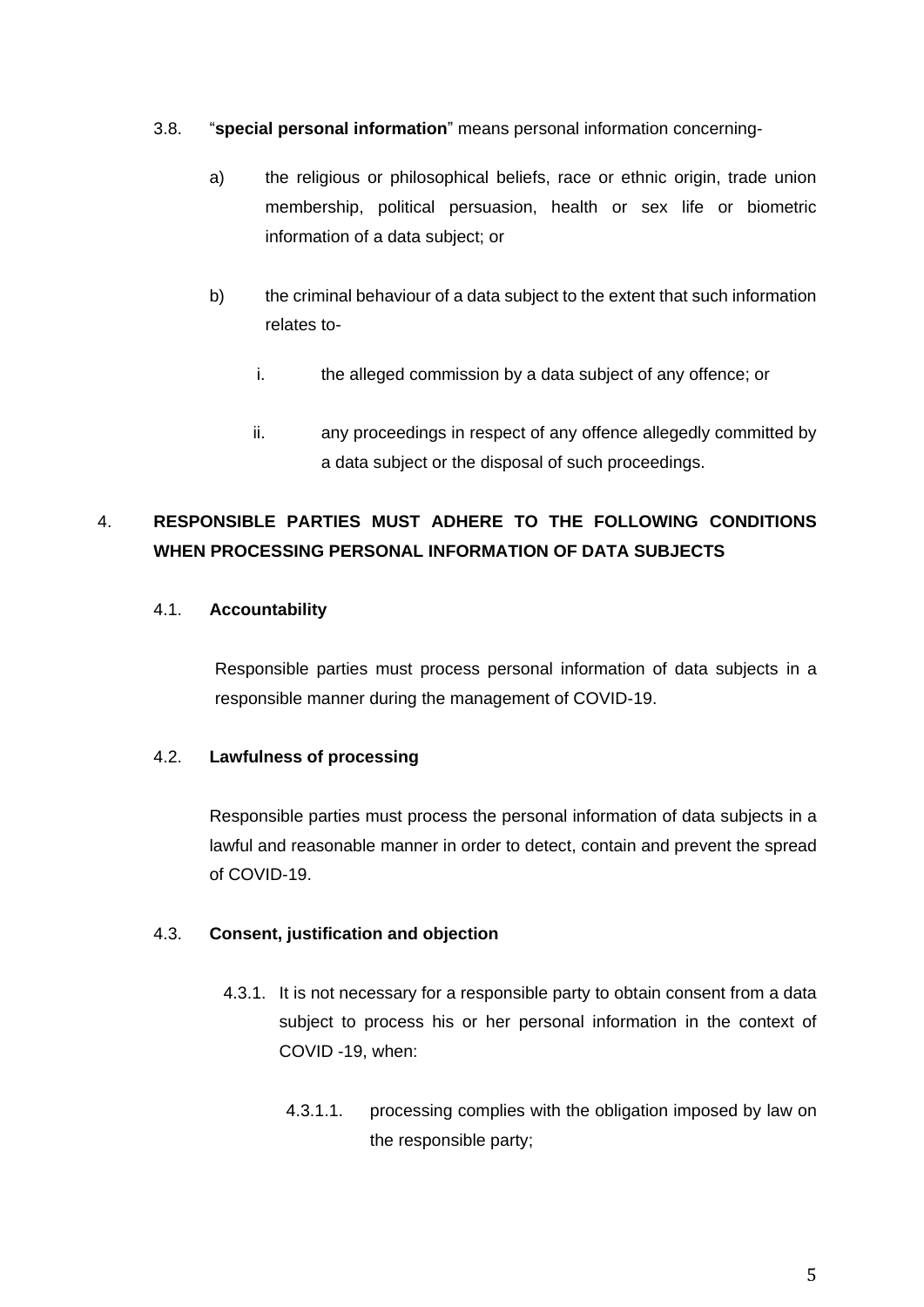3.8. "**special personal information**" means personal information concerning-

a) the religious or philosophical beliefs, race or ethnic origin, trade union membership, political persuasion, health or sex life or biometric information of a data subject; or

b) the criminal behaviour of a data subject to the extent that such information relates to-

i. the alleged commission by a data subject of any offence; or

ii. any proceedings in respect of any offence allegedly committed by a data subject or the disposal of such proceedings.

## 4. RESPONSIBLE PARTIES MUST ADHERE TO THE FOLLOWING CONDITIONS WHEN PROCESSING PERSONAL INFORMATION OF DATA SUBJECTS

### 4.1. Accountability

Responsible parties must process personal information of data subjects in a responsible manner during the management of COVID-19.

### 4.2. Lawfulness of processing

Responsible parties must process the personal information of data subjects in a lawful and reasonable manner in order to detect, contain and prevent the spread of COVID-19.

### 4.3. Consent, justification and objection

4.3.1. It is not necessary for a responsible party to obtain consent from a data subject to process his or her personal information in the context of COVID -19, when:

4.3.1.1. processing complies with the obligation imposed by law on the responsible party;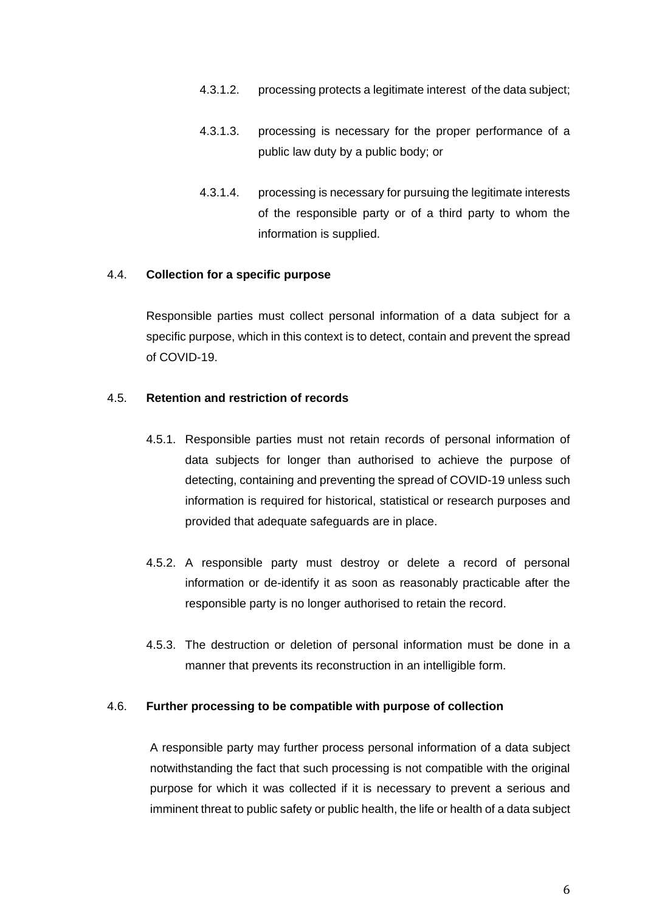4.3.1.2. processing protects a legitimate interest of the data subject;

4.3.1.3. processing is necessary for the proper performance of a public law duty by a public body; or

4.3.1.4. processing is necessary for pursuing the legitimate interests of the responsible party or of a third party to whom the information is supplied.

4.4. **Collection for a specific purpose**

Responsible parties must collect personal information of a data subject for a specific purpose, which in this context is to detect, contain and prevent the spread of COVID-19.

4.5. **Retention and restriction of records**

4.5.1. Responsible parties must not retain records of personal information of data subjects for longer than authorised to achieve the purpose of detecting, containing and preventing the spread of COVID-19 unless such information is required for historical, statistical or research purposes and provided that adequate safeguards are in place.

4.5.2. A responsible party must destroy or delete a record of personal information or de-identify it as soon as reasonably practicable after the responsible party is no longer authorised to retain the record.

4.5.3. The destruction or deletion of personal information must be done in a manner that prevents its reconstruction in an intelligible form.

4.6. **Further processing to be compatible with purpose of collection**

A responsible party may further process personal information of a data subject notwithstanding the fact that such processing is not compatible with the original purpose for which it was collected if it is necessary to prevent a serious and imminent threat to public safety or public health, the life or health of a data subject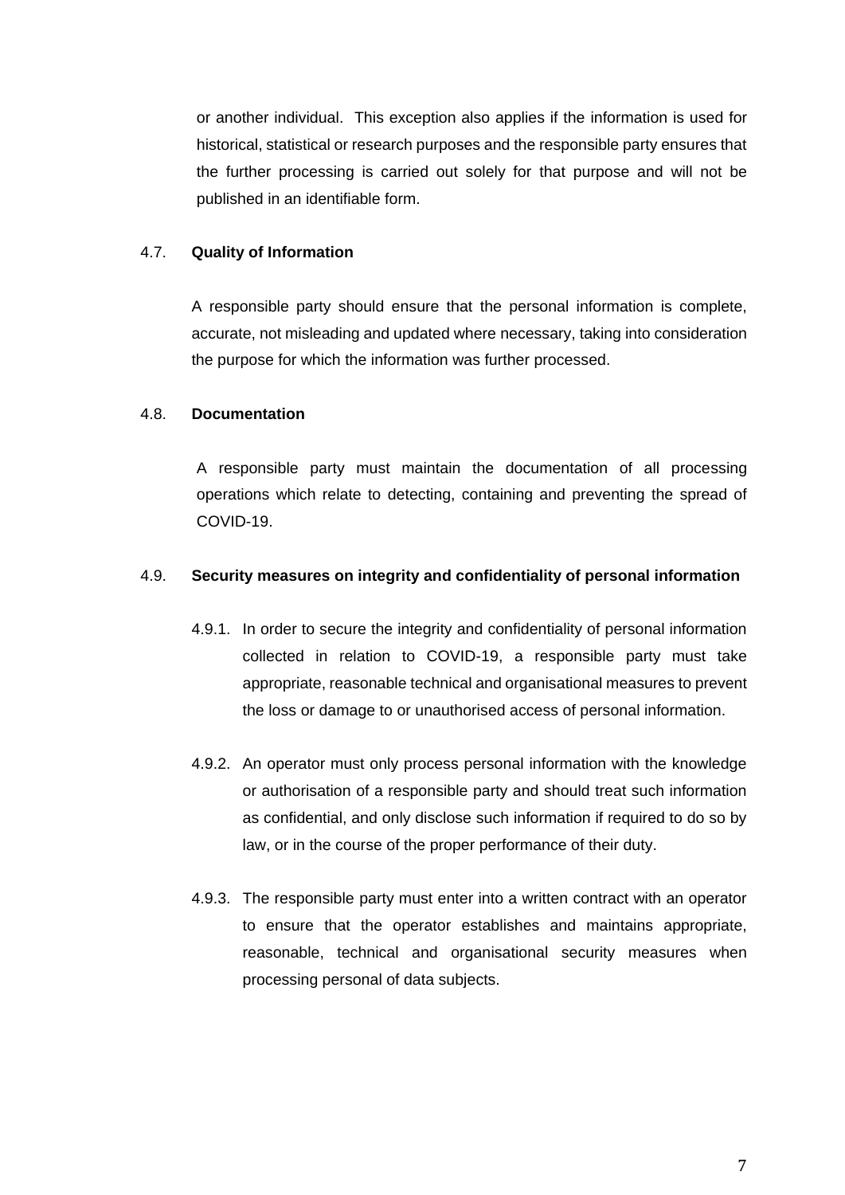or another individual. This exception also applies if the information is used for historical, statistical or research purposes and the responsible party ensures that the further processing is carried out solely for that purpose and will not be published in an identifiable form.

### 4.7. Quality of Information

A responsible party should ensure that the personal information is complete, accurate, not misleading and updated where necessary, taking into consideration the purpose for which the information was further processed.

### 4.8. Documentation

A responsible party must maintain the documentation of all processing operations which relate to detecting, containing and preventing the spread of COVID-19.

### 4.9. Security measures on integrity and confidentiality of personal information

4.9.1. In order to secure the integrity and confidentiality of personal information collected in relation to COVID-19, a responsible party must take appropriate, reasonable technical and organisational measures to prevent the loss or damage to or unauthorised access of personal information.

4.9.2. An operator must only process personal information with the knowledge or authorisation of a responsible party and should treat such information as confidential, and only disclose such information if required to do so by law, or in the course of the proper performance of their duty.

4.9.3. The responsible party must enter into a written contract with an operator to ensure that the operator establishes and maintains appropriate, reasonable, technical and organisational security measures when processing personal of data subjects.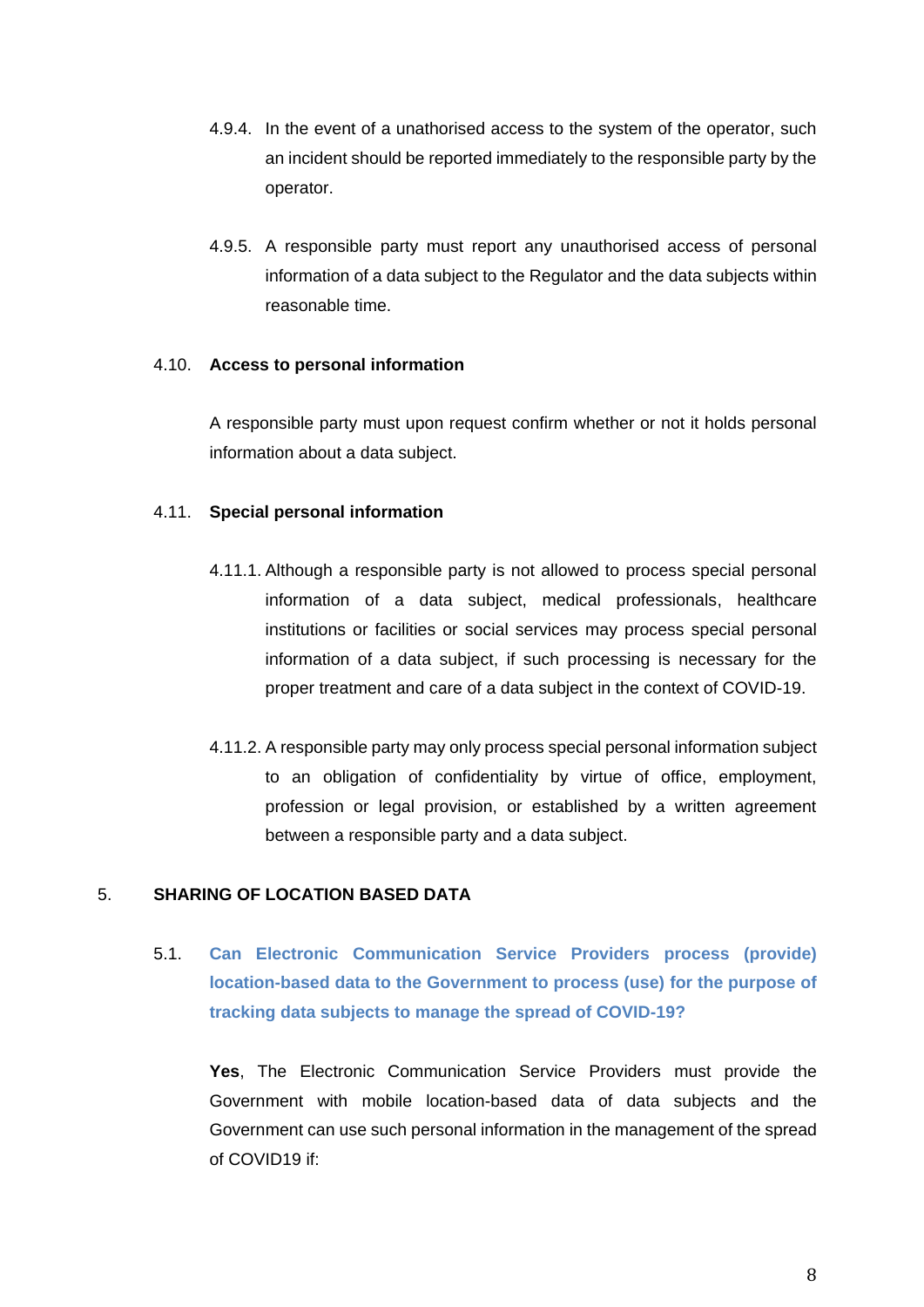4.9.4. In the event of a unathorised access to the system of the operator, such an incident should be reported immediately to the responsible party by the operator.

4.9.5. A responsible party must report any unauthorised access of personal information of a data subject to the Regulator and the data subjects within reasonable time.

4.10. **Access to personal information**

A responsible party must upon request confirm whether or not it holds personal information about a data subject.

4.11. **Special personal information**

4.11.1. Although a responsible party is not allowed to process special personal information of a data subject, medical professionals, healthcare institutions or facilities or social services may process special personal information of a data subject, if such processing is necessary for the proper treatment and care of a data subject in the context of COVID-19.

4.11.2. A responsible party may only process special personal information subject to an obligation of confidentiality by virtue of office, employment, profession or legal provision, or established by a written agreement between a responsible party and a data subject.

## 5. SHARING OF LOCATION BASED DATA

### 5.1. Can Electronic Communication Service Providers process (provide) location-based data to the Government to process (use) for the purpose of tracking data subjects to manage the spread of COVID-19?

**Yes**, The Electronic Communication Service Providers must provide the Government with mobile location-based data of data subjects and the Government can use such personal information in the management of the spread of COVID19 if: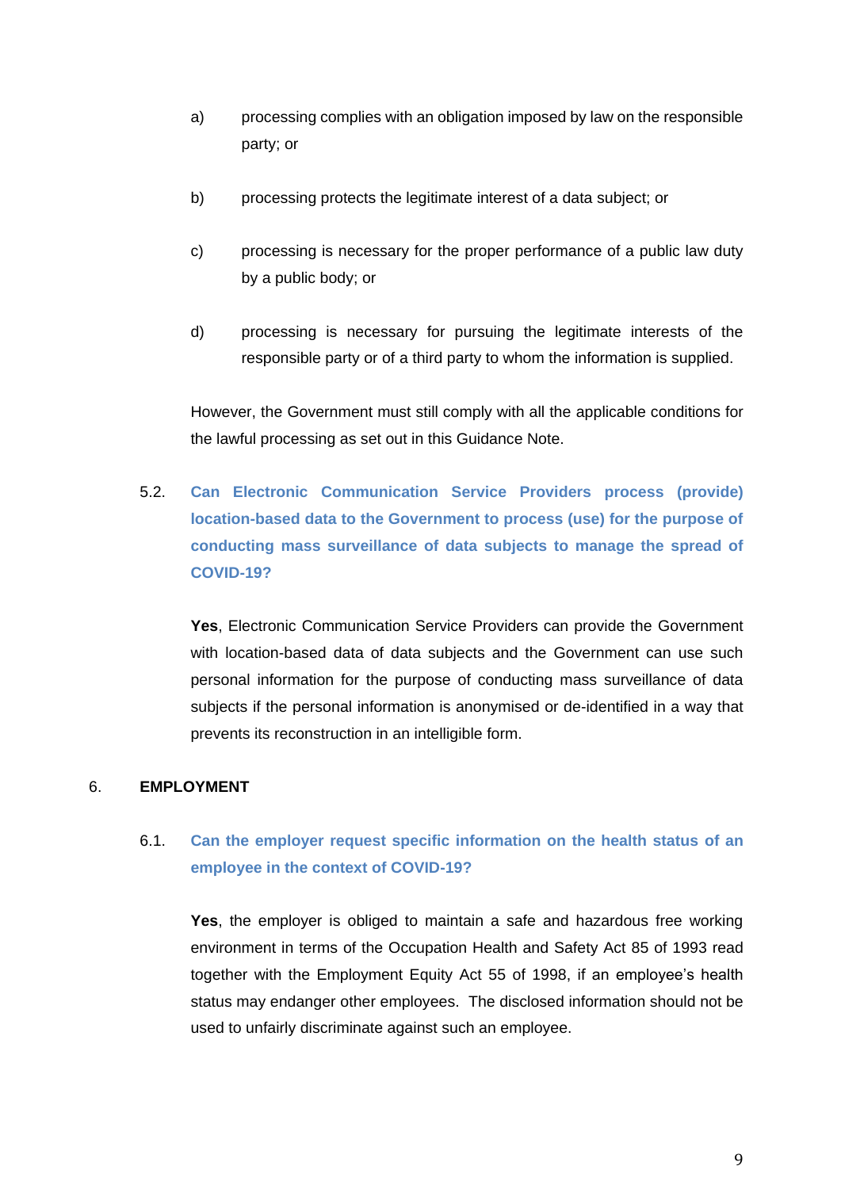a) processing complies with an obligation imposed by law on the responsible party; or

b) processing protects the legitimate interest of a data subject; or

c) processing is necessary for the proper performance of a public law duty by a public body; or

d) processing is necessary for pursuing the legitimate interests of the responsible party or of a third party to whom the information is supplied.

However, the Government must still comply with all the applicable conditions for the lawful processing as set out in this Guidance Note.

### 5.2. Can Electronic Communication Service Providers process (provide) location-based data to the Government to process (use) for the purpose of conducting mass surveillance of data subjects to manage the spread of COVID-19?

**Yes**, Electronic Communication Service Providers can provide the Government with location-based data of data subjects and the Government can use such personal information for the purpose of conducting mass surveillance of data subjects if the personal information is anonymised or de-identified in a way that prevents its reconstruction in an intelligible form.

## 6. EMPLOYMENT

### 6.1. Can the employer request specific information on the health status of an employee in the context of COVID-19?

**Yes**, the employer is obliged to maintain a safe and hazardous free working environment in terms of the Occupation Health and Safety Act 85 of 1993 read together with the Employment Equity Act 55 of 1998, if an employee's health status may endanger other employees. The disclosed information should not be used to unfairly discriminate against such an employee.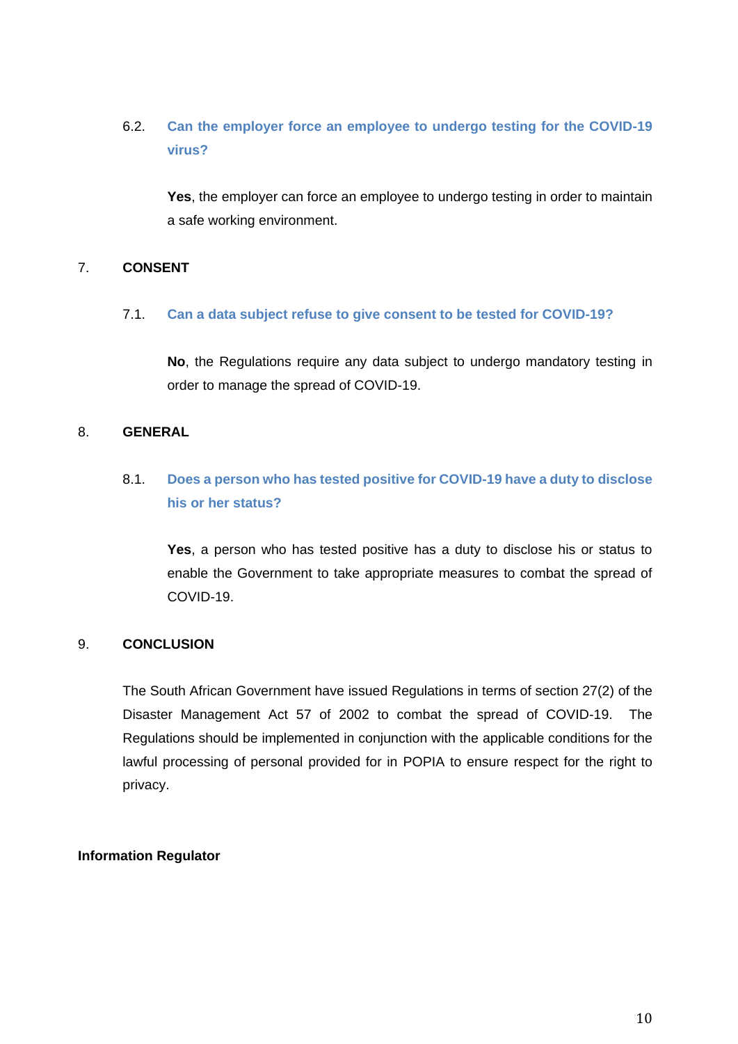6.2. **Can the employer force an employee to undergo testing for the COVID-19 virus?**

**Yes**, the employer can force an employee to undergo testing in order to maintain a safe working environment.

## 7. CONSENT

7.1. **Can a data subject refuse to give consent to be tested for COVID-19?**

**No**, the Regulations require any data subject to undergo mandatory testing in order to manage the spread of COVID-19.

## 8. GENERAL

8.1. **Does a person who has tested positive for COVID-19 have a duty to disclose his or her status?**

**Yes**, a person who has tested positive has a duty to disclose his or status to enable the Government to take appropriate measures to combat the spread of COVID-19.

## 9. CONCLUSION

The South African Government have issued Regulations in terms of section 27(2) of the Disaster Management Act 57 of 2002 to combat the spread of COVID-19. The Regulations should be implemented in conjunction with the applicable conditions for the lawful processing of personal provided for in POPIA to ensure respect for the right to privacy.

**Information Regulator**